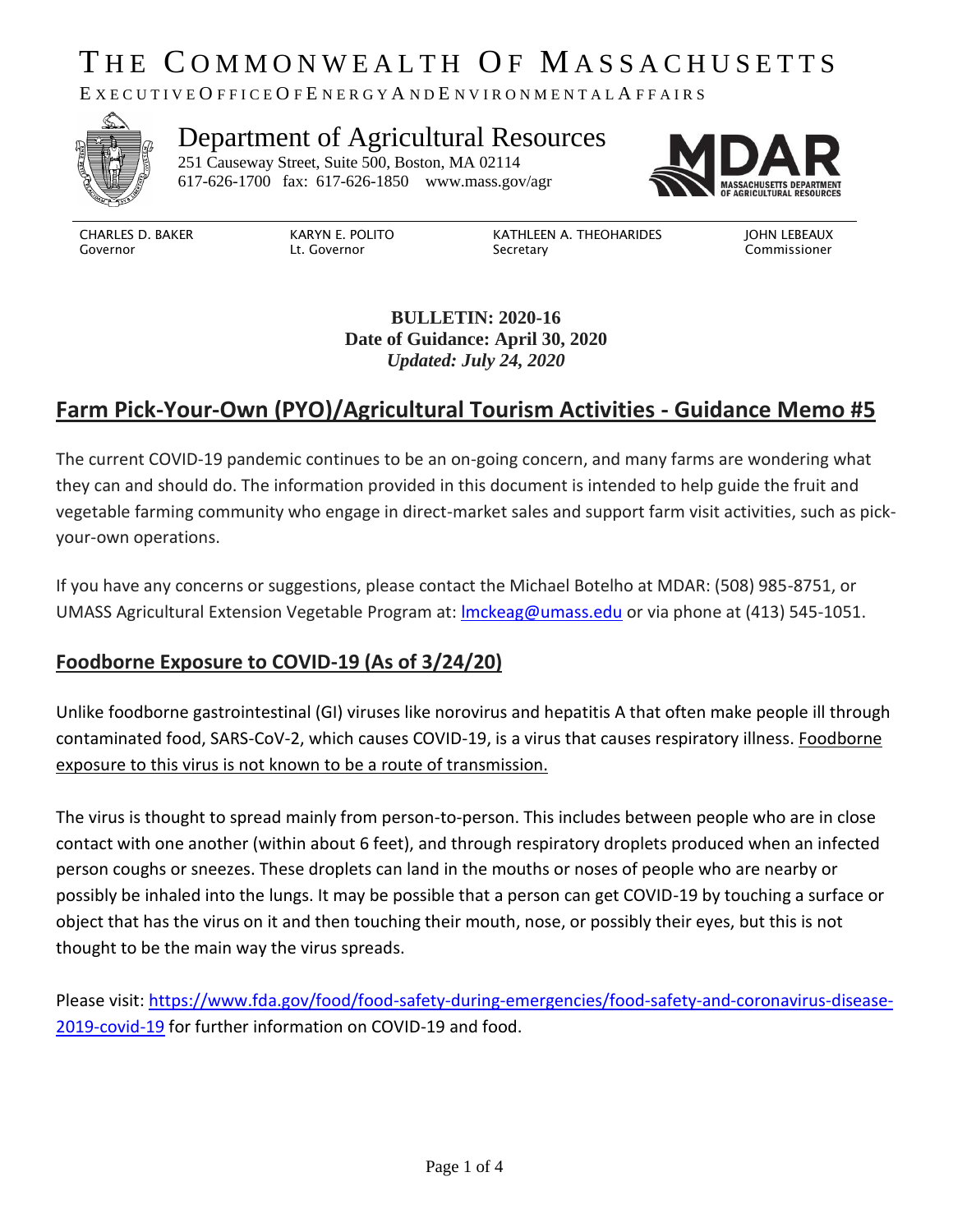# THE COMMONWEALTH OF MASSACHUSETTS

EXECUTIVE OFFICE OF ENERGY AND ENVIRONMENTAL AFFAIRS

Department of Agricultural Resources

251 Causeway Street, Suite 500, Boston, MA 02114
617-626-1700 fax: 617-626-1850 www.mass.gov/agr

MDAR
MASSACHUSETTS DEPARTMENT OF AGRICULTURAL RESOURCES

| CHARLES D. BAKER | KARYN E. POLITO | KATHLEEN A. THEOHARIDES | JOHN LEBEAUX |
|---|---|---|---|
| Governor | Lt. Governor | Secretary | Commissioner |

**BULLETIN: 2020-16**
**Date of Guidance: April 30, 2020**
***Updated: July 24, 2020***

## Farm Pick-Your-Own (PYO)/Agricultural Tourism Activities - Guidance Memo #5

The current COVID-19 pandemic continues to be an on-going concern, and many farms are wondering what they can and should do. The information provided in this document is intended to help guide the fruit and vegetable farming community who engage in direct-market sales and support farm visit activities, such as pick-your-own operations.

If you have any concerns or suggestions, please contact the Michael Botelho at MDAR: (508) 985-8751, or UMASS Agricultural Extension Vegetable Program at: lmckeag@umass.edu or via phone at (413) 545-1051.

## Foodborne Exposure to COVID-19 (As of 3/24/20)

Unlike foodborne gastrointestinal (GI) viruses like norovirus and hepatitis A that often make people ill through contaminated food, SARS-CoV-2, which causes COVID-19, is a virus that causes respiratory illness. Foodborne exposure to this virus is not known to be a route of transmission.

The virus is thought to spread mainly from person-to-person. This includes between people who are in close contact with one another (within about 6 feet), and through respiratory droplets produced when an infected person coughs or sneezes. These droplets can land in the mouths or noses of people who are nearby or possibly be inhaled into the lungs. It may be possible that a person can get COVID-19 by touching a surface or object that has the virus on it and then touching their mouth, nose, or possibly their eyes, but this is not thought to be the main way the virus spreads.

Please visit: https://www.fda.gov/food/food-safety-during-emergencies/food-safety-and-coronavirus-disease-2019-covid-19 for further information on COVID-19 and food.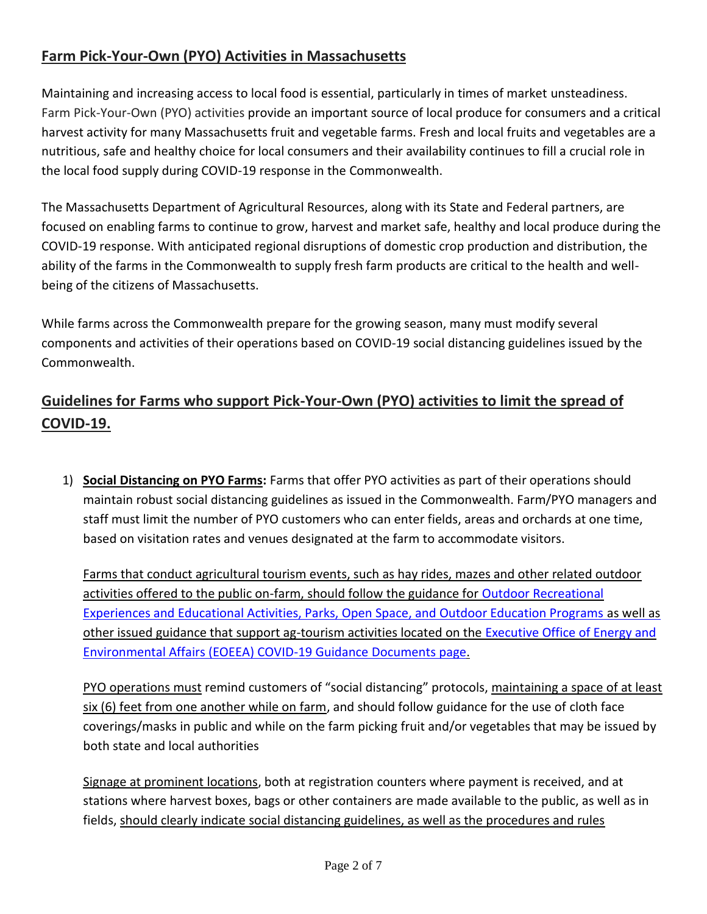## Farm Pick-Your-Own (PYO) Activities in Massachusetts

Maintaining and increasing access to local food is essential, particularly in times of market unsteadiness. Farm Pick-Your-Own (PYO) activities provide an important source of local produce for consumers and a critical harvest activity for many Massachusetts fruit and vegetable farms. Fresh and local fruits and vegetables are a nutritious, safe and healthy choice for local consumers and their availability continues to fill a crucial role in the local food supply during COVID-19 response in the Commonwealth.

The Massachusetts Department of Agricultural Resources, along with its State and Federal partners, are focused on enabling farms to continue to grow, harvest and market safe, healthy and local produce during the COVID-19 response. With anticipated regional disruptions of domestic crop production and distribution, the ability of the farms in the Commonwealth to supply fresh farm products are critical to the health and well-being of the citizens of Massachusetts.

While farms across the Commonwealth prepare for the growing season, many must modify several components and activities of their operations based on COVID-19 social distancing guidelines issued by the Commonwealth.

## Guidelines for Farms who support Pick-Your-Own (PYO) activities to limit the spread of COVID-19.

1) **Social Distancing on PYO Farms:** Farms that offer PYO activities as part of their operations should maintain robust social distancing guidelines as issued in the Commonwealth. Farm/PYO managers and staff must limit the number of PYO customers who can enter fields, areas and orchards at one time, based on visitation rates and venues designated at the farm to accommodate visitors.

   Farms that conduct agricultural tourism events, such as hay rides, mazes and other related outdoor activities offered to the public on-farm, should follow the guidance for Outdoor Recreational Experiences and Educational Activities, Parks, Open Space, and Outdoor Education Programs as well as other issued guidance that support ag-tourism activities located on the Executive Office of Energy and Environmental Affairs (EOEEA) COVID-19 Guidance Documents page.

   PYO operations must remind customers of "social distancing" protocols, maintaining a space of at least six (6) feet from one another while on farm, and should follow guidance for the use of cloth face coverings/masks in public and while on the farm picking fruit and/or vegetables that may be issued by both state and local authorities

   Signage at prominent locations, both at registration counters where payment is received, and at stations where harvest boxes, bags or other containers are made available to the public, as well as in fields, should clearly indicate social distancing guidelines, as well as the procedures and rules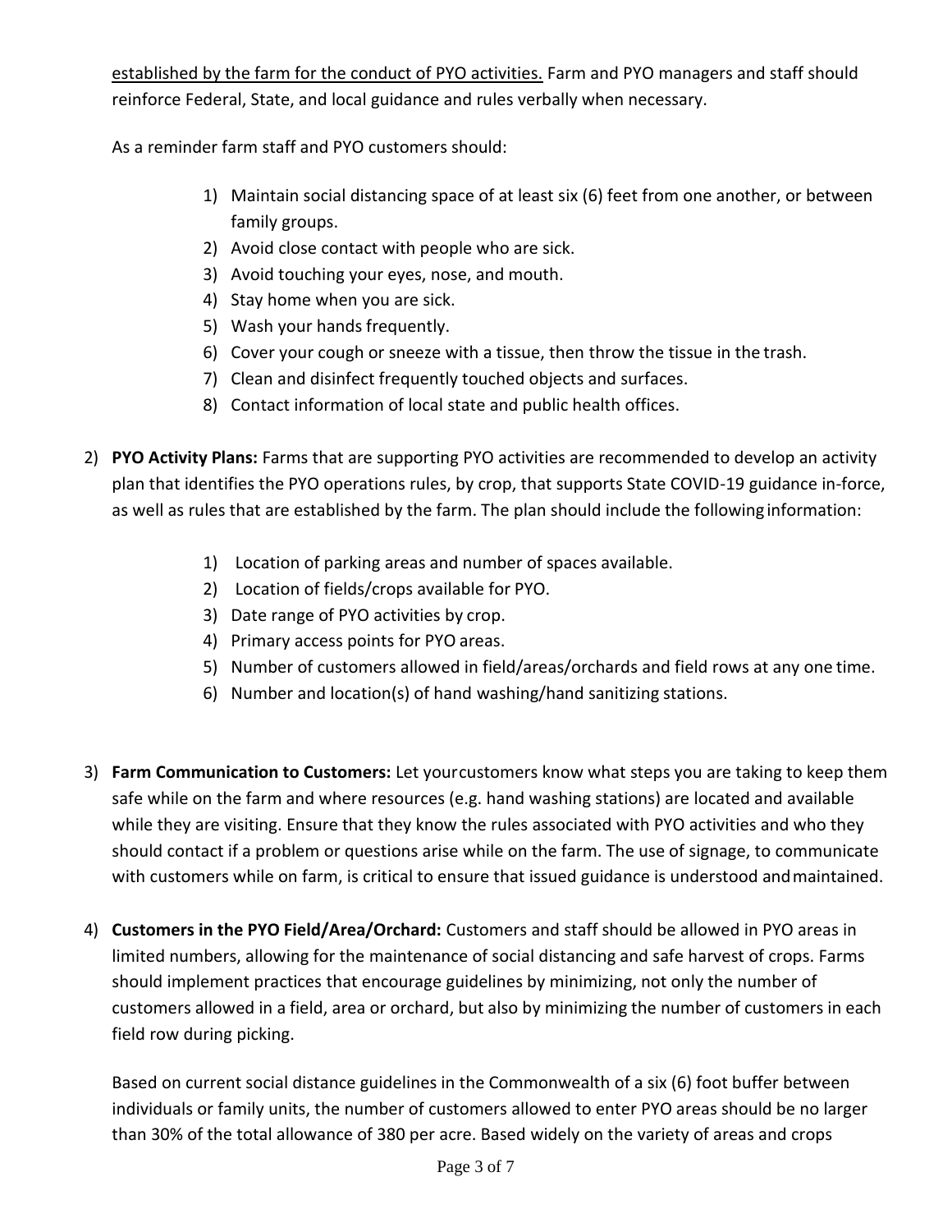established by the farm for the conduct of PYO activities. Farm and PYO managers and staff should reinforce Federal, State, and local guidance and rules verbally when necessary.

As a reminder farm staff and PYO customers should:

1) Maintain social distancing space of at least six (6) feet from one another, or between family groups.
2) Avoid close contact with people who are sick.
3) Avoid touching your eyes, nose, and mouth.
4) Stay home when you are sick.
5) Wash your hands frequently.
6) Cover your cough or sneeze with a tissue, then throw the tissue in the trash.
7) Clean and disinfect frequently touched objects and surfaces.
8) Contact information of local state and public health offices.

2) **PYO Activity Plans:** Farms that are supporting PYO activities are recommended to develop an activity plan that identifies the PYO operations rules, by crop, that supports State COVID-19 guidance in-force, as well as rules that are established by the farm. The plan should include the following information:

    1) Location of parking areas and number of spaces available.
    2) Location of fields/crops available for PYO.
    3) Date range of PYO activities by crop.
    4) Primary access points for PYO areas.
    5) Number of customers allowed in field/areas/orchards and field rows at any one time.
    6) Number and location(s) of hand washing/hand sanitizing stations.

3) **Farm Communication to Customers:** Let yourcustomers know what steps you are taking to keep them safe while on the farm and where resources (e.g. hand washing stations) are located and available while they are visiting. Ensure that they know the rules associated with PYO activities and who they should contact if a problem or questions arise while on the farm. The use of signage, to communicate with customers while on farm, is critical to ensure that issued guidance is understood andmaintained.

4) **Customers in the PYO Field/Area/Orchard:** Customers and staff should be allowed in PYO areas in limited numbers, allowing for the maintenance of social distancing and safe harvest of crops. Farms should implement practices that encourage guidelines by minimizing, not only the number of customers allowed in a field, area or orchard, but also by minimizing the number of customers in each field row during picking.

    Based on current social distance guidelines in the Commonwealth of a six (6) foot buffer between individuals or family units, the number of customers allowed to enter PYO areas should be no larger than 30% of the total allowance of 380 per acre. Based widely on the variety of areas and crops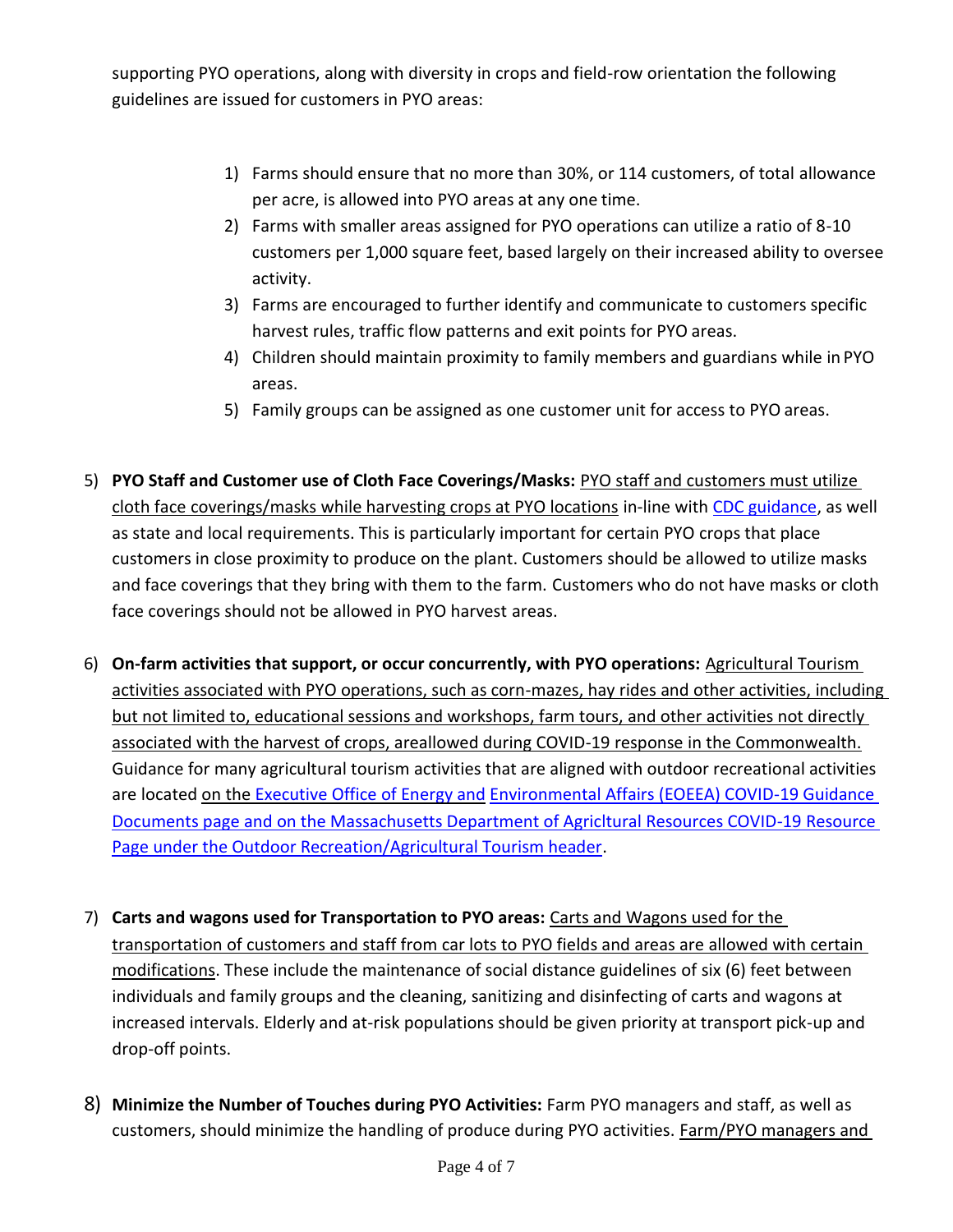supporting PYO operations, along with diversity in crops and field-row orientation the following guidelines are issued for customers in PYO areas:

1) Farms should ensure that no more than 30%, or 114 customers, of total allowance per acre, is allowed into PYO areas at any one time.
2) Farms with smaller areas assigned for PYO operations can utilize a ratio of 8-10 customers per 1,000 square feet, based largely on their increased ability to oversee activity.
3) Farms are encouraged to further identify and communicate to customers specific harvest rules, traffic flow patterns and exit points for PYO areas.
4) Children should maintain proximity to family members and guardians while in PYO areas.
5) Family groups can be assigned as one customer unit for access to PYO areas.

5) **PYO Staff and Customer use of Cloth Face Coverings/Masks:** PYO staff and customers must utilize cloth face coverings/masks while harvesting crops at PYO locations in-line with CDC guidance, as well as state and local requirements. This is particularly important for certain PYO crops that place customers in close proximity to produce on the plant. Customers should be allowed to utilize masks and face coverings that they bring with them to the farm. Customers who do not have masks or cloth face coverings should not be allowed in PYO harvest areas.

6) **On-farm activities that support, or occur concurrently, with PYO operations:** Agricultural Tourism activities associated with PYO operations, such as corn-mazes, hay rides and other activities, including but not limited to, educational sessions and workshops, farm tours, and other activities not directly associated with the harvest of crops, areallowed during COVID-19 response in the Commonwealth. Guidance for many agricultural tourism activities that are aligned with outdoor recreational activities are located on the Executive Office of Energy and Environmental Affairs (EOEEA) COVID-19 Guidance Documents page and on the Massachusetts Department of Agricltural Resources COVID-19 Resource Page under the Outdoor Recreation/Agricultural Tourism header.

7) **Carts and wagons used for Transportation to PYO areas:** Carts and Wagons used for the transportation of customers and staff from car lots to PYO fields and areas are allowed with certain modifications. These include the maintenance of social distance guidelines of six (6) feet between individuals and family groups and the cleaning, sanitizing and disinfecting of carts and wagons at increased intervals. Elderly and at-risk populations should be given priority at transport pick-up and drop-off points.

8) **Minimize the Number of Touches during PYO Activities:** Farm PYO managers and staff, as well as customers, should minimize the handling of produce during PYO activities. Farm/PYO managers and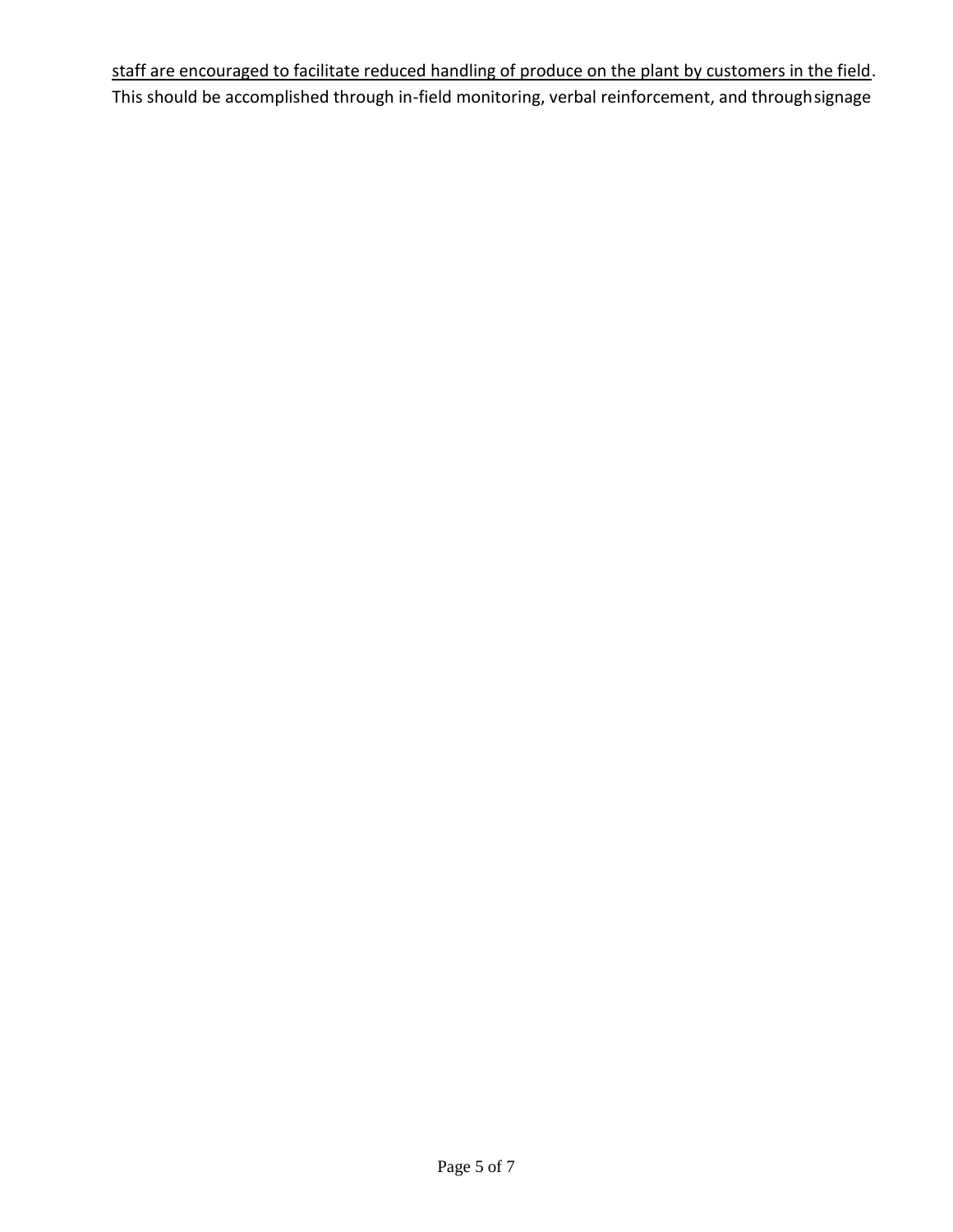<u>staff are encouraged to facilitate reduced handling of produce on the plant by customers in the field</u>.
This should be accomplished through in-field monitoring, verbal reinforcement, and through signage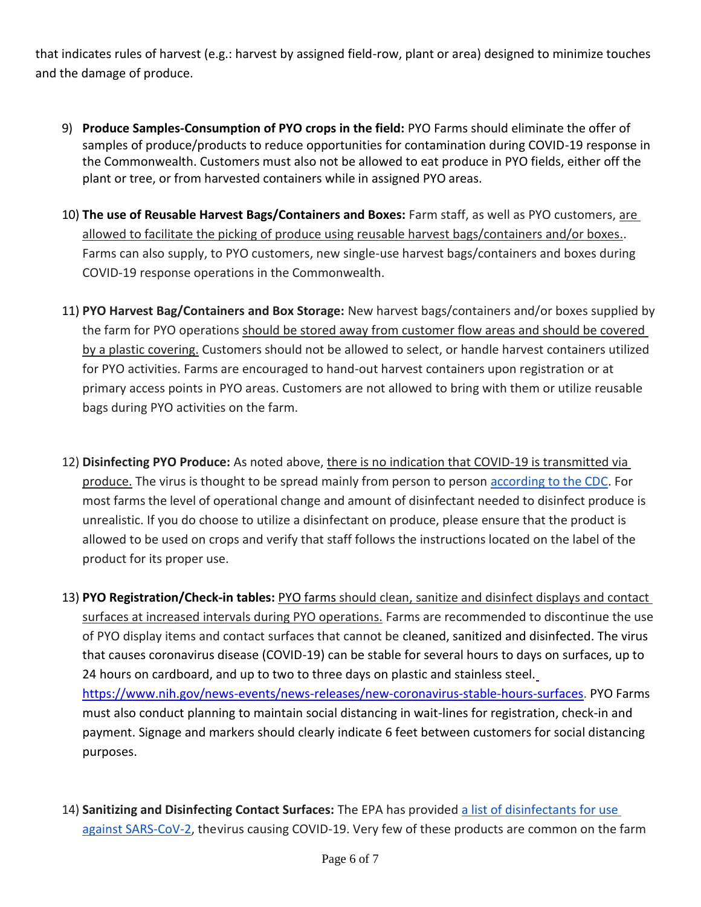that indicates rules of harvest (e.g.: harvest by assigned field-row, plant or area) designed to minimize touches and the damage of produce.

9) **Produce Samples-Consumption of PYO crops in the field:** PYO Farms should eliminate the offer of samples of produce/products to reduce opportunities for contamination during COVID-19 response in the Commonwealth. Customers must also not be allowed to eat produce in PYO fields, either off the plant or tree, or from harvested containers while in assigned PYO areas.

10) **The use of Reusable Harvest Bags/Containers and Boxes:** Farm staff, as well as PYO customers, are allowed to facilitate the picking of produce using reusable harvest bags/containers and/or boxes.. Farms can also supply, to PYO customers, new single-use harvest bags/containers and boxes during COVID-19 response operations in the Commonwealth.

11) **PYO Harvest Bag/Containers and Box Storage:** New harvest bags/containers and/or boxes supplied by the farm for PYO operations should be stored away from customer flow areas and should be covered by a plastic covering. Customers should not be allowed to select, or handle harvest containers utilized for PYO activities. Farms are encouraged to hand-out harvest containers upon registration or at primary access points in PYO areas. Customers are not allowed to bring with them or utilize reusable bags during PYO activities on the farm.

12) **Disinfecting PYO Produce:** As noted above, there is no indication that COVID-19 is transmitted via produce. The virus is thought to be spread mainly from person to person according to the CDC. For most farms the level of operational change and amount of disinfectant needed to disinfect produce is unrealistic. If you do choose to utilize a disinfectant on produce, please ensure that the product is allowed to be used on crops and verify that staff follows the instructions located on the label of the product for its proper use.

13) **PYO Registration/Check-in tables:** PYO farms should clean, sanitize and disinfect displays and contact surfaces at increased intervals during PYO operations. Farms are recommended to discontinue the use of PYO display items and contact surfaces that cannot be cleaned, sanitized and disinfected. The virus that causes coronavirus disease (COVID-19) can be stable for several hours to days on surfaces, up to 24 hours on cardboard, and up to two to three days on plastic and stainless steel. https://www.nih.gov/news-events/news-releases/new-coronavirus-stable-hours-surfaces. PYO Farms must also conduct planning to maintain social distancing in wait-lines for registration, check-in and payment. Signage and markers should clearly indicate 6 feet between customers for social distancing purposes.

14) **Sanitizing and Disinfecting Contact Surfaces:** The EPA has provided a list of disinfectants for use against SARS-CoV-2, thevirus causing COVID-19. Very few of these products are common on the farm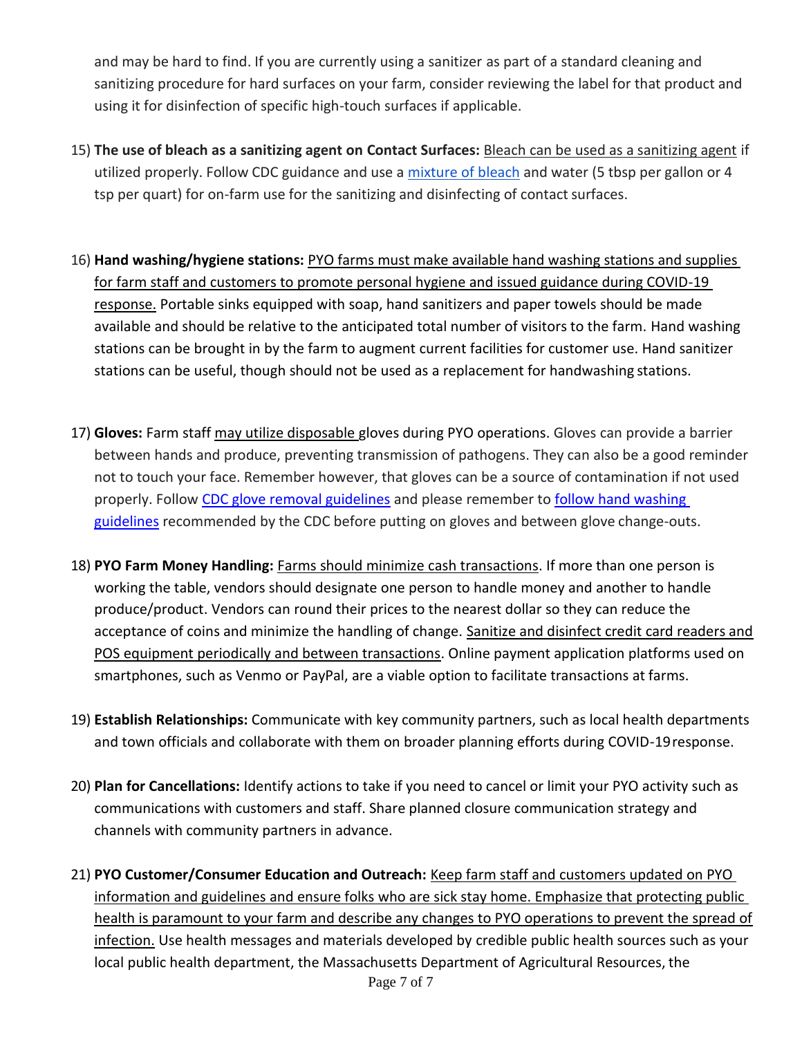and may be hard to find. If you are currently using a sanitizer as part of a standard cleaning and sanitizing procedure for hard surfaces on your farm, consider reviewing the label for that product and using it for disinfection of specific high-touch surfaces if applicable.

15) **The use of bleach as a sanitizing agent on Contact Surfaces:** Bleach can be used as a sanitizing agent if utilized properly. Follow CDC guidance and use a [mixture of bleach] and water (5 tbsp per gallon or 4 tsp per quart) for on-farm use for the sanitizing and disinfecting of contact surfaces.

16) **Hand washing/hygiene stations:** PYO farms must make available hand washing stations and supplies for farm staff and customers to promote personal hygiene and issued guidance during COVID-19 response. Portable sinks equipped with soap, hand sanitizers and paper towels should be made available and should be relative to the anticipated total number of visitors to the farm. Hand washing stations can be brought in by the farm to augment current facilities for customer use. Hand sanitizer stations can be useful, though should not be used as a replacement for handwashing stations.

17) **Gloves:** Farm staff may utilize disposable gloves during PYO operations. Gloves can provide a barrier between hands and produce, preventing transmission of pathogens. They can also be a good reminder not to touch your face. Remember however, that gloves can be a source of contamination if not used properly. Follow [CDC glove removal guidelines] and please remember to [follow hand washing guidelines] recommended by the CDC before putting on gloves and between glove change-outs.

18) **PYO Farm Money Handling:** Farms should minimize cash transactions. If more than one person is working the table, vendors should designate one person to handle money and another to handle produce/product. Vendors can round their prices to the nearest dollar so they can reduce the acceptance of coins and minimize the handling of change. Sanitize and disinfect credit card readers and POS equipment periodically and between transactions. Online payment application platforms used on smartphones, such as Venmo or PayPal, are a viable option to facilitate transactions at farms.

19) **Establish Relationships:** Communicate with key community partners, such as local health departments and town officials and collaborate with them on broader planning efforts during COVID-19 response.

20) **Plan for Cancellations:** Identify actions to take if you need to cancel or limit your PYO activity such as communications with customers and staff. Share planned closure communication strategy and channels with community partners in advance.

21) **PYO Customer/Consumer Education and Outreach:** Keep farm staff and customers updated on PYO information and guidelines and ensure folks who are sick stay home. Emphasize that protecting public health is paramount to your farm and describe any changes to PYO operations to prevent the spread of infection. Use health messages and materials developed by credible public health sources such as your local public health department, the Massachusetts Department of Agricultural Resources, the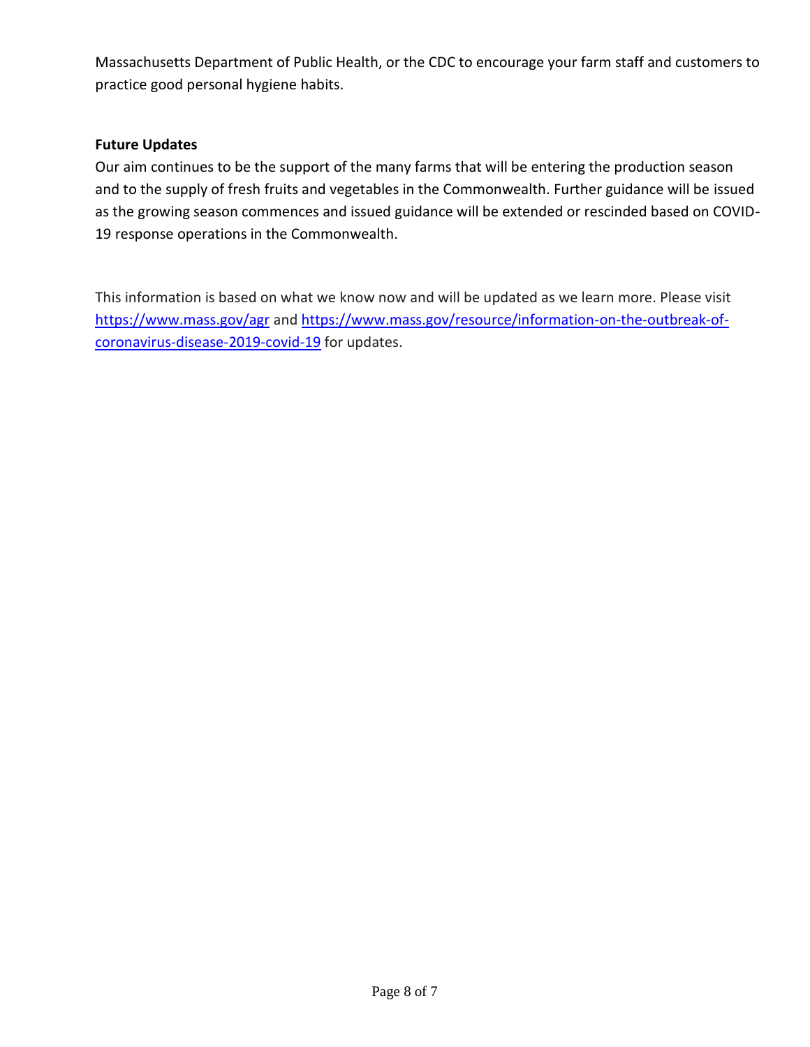Massachusetts Department of Public Health, or the CDC to encourage your farm staff and customers to practice good personal hygiene habits.

**Future Updates**

Our aim continues to be the support of the many farms that will be entering the production season and to the supply of fresh fruits and vegetables in the Commonwealth. Further guidance will be issued as the growing season commences and issued guidance will be extended or rescinded based on COVID-19 response operations in the Commonwealth.

This information is based on what we know now and will be updated as we learn more. Please visit https://www.mass.gov/agr and https://www.mass.gov/resource/information-on-the-outbreak-of-coronavirus-disease-2019-covid-19 for updates.